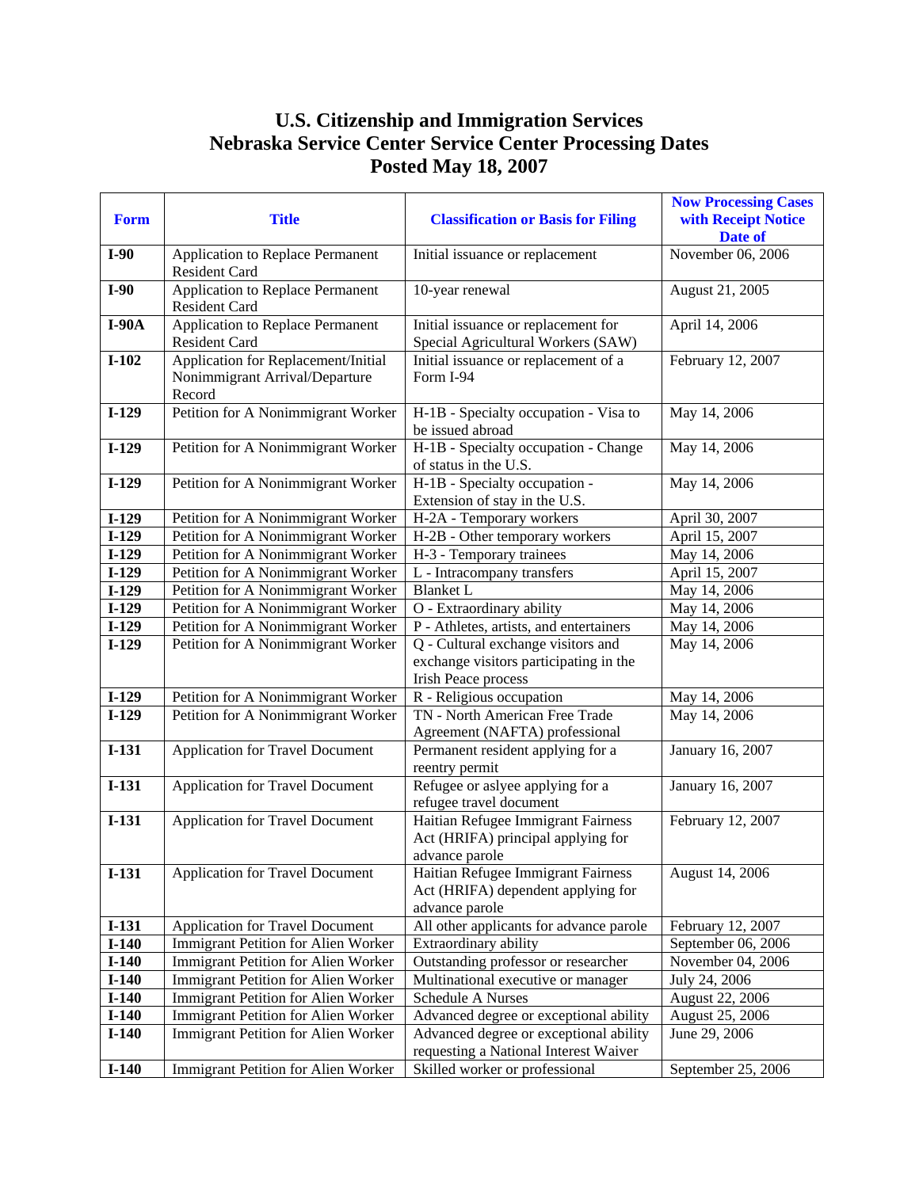# U.S. Citizenship and Immigration Services
# Nebraska Service Center Service Center Processing Dates
# Posted May 18, 2007

| Form | Title | Classification or Basis for Filing | Now Processing Cases with Receipt Notice Date of |
|---|---|---|---|
| **I-90** | Application to Replace Permanent Resident Card | Initial issuance or replacement | November 06, 2006 |
| **I-90** | Application to Replace Permanent Resident Card | 10-year renewal | August 21, 2005 |
| **I-90A** | Application to Replace Permanent Resident Card | Initial issuance or replacement for Special Agricultural Workers (SAW) | April 14, 2006 |
| **I-102** | Application for Replacement/Initial Nonimmigrant Arrival/Departure Record | Initial issuance or replacement of a Form I-94 | February 12, 2007 |
| **I-129** | Petition for A Nonimmigrant Worker | H-1B - Specialty occupation - Visa to be issued abroad | May 14, 2006 |
| **I-129** | Petition for A Nonimmigrant Worker | H-1B - Specialty occupation - Change of status in the U.S. | May 14, 2006 |
| **I-129** | Petition for A Nonimmigrant Worker | H-1B - Specialty occupation - Extension of stay in the U.S. | May 14, 2006 |
| **I-129** | Petition for A Nonimmigrant Worker | H-2A - Temporary workers | April 30, 2007 |
| **I-129** | Petition for A Nonimmigrant Worker | H-2B - Other temporary workers | April 15, 2007 |
| **I-129** | Petition for A Nonimmigrant Worker | H-3 - Temporary trainees | May 14, 2006 |
| **I-129** | Petition for A Nonimmigrant Worker | L - Intracompany transfers | April 15, 2007 |
| **I-129** | Petition for A Nonimmigrant Worker | Blanket L | May 14, 2006 |
| **I-129** | Petition for A Nonimmigrant Worker | O - Extraordinary ability | May 14, 2006 |
| **I-129** | Petition for A Nonimmigrant Worker | P - Athletes, artists, and entertainers | May 14, 2006 |
| **I-129** | Petition for A Nonimmigrant Worker | Q - Cultural exchange visitors and exchange visitors participating in the Irish Peace process | May 14, 2006 |
| **I-129** | Petition for A Nonimmigrant Worker | R - Religious occupation | May 14, 2006 |
| **I-129** | Petition for A Nonimmigrant Worker | TN - North American Free Trade Agreement (NAFTA) professional | May 14, 2006 |
| **I-131** | Application for Travel Document | Permanent resident applying for a reentry permit | January 16, 2007 |
| **I-131** | Application for Travel Document | Refugee or aslyee applying for a refugee travel document | January 16, 2007 |
| **I-131** | Application for Travel Document | Haitian Refugee Immigrant Fairness Act (HRIFA) principal applying for advance parole | February 12, 2007 |
| **I-131** | Application for Travel Document | Haitian Refugee Immigrant Fairness Act (HRIFA) dependent applying for advance parole | August 14, 2006 |
| **I-131** | Application for Travel Document | All other applicants for advance parole | February 12, 2007 |
| **I-140** | Immigrant Petition for Alien Worker | Extraordinary ability | September 06, 2006 |
| **I-140** | Immigrant Petition for Alien Worker | Outstanding professor or researcher | November 04, 2006 |
| **I-140** | Immigrant Petition for Alien Worker | Multinational executive or manager | July 24, 2006 |
| **I-140** | Immigrant Petition for Alien Worker | Schedule A Nurses | August 22, 2006 |
| **I-140** | Immigrant Petition for Alien Worker | Advanced degree or exceptional ability | August 25, 2006 |
| **I-140** | Immigrant Petition for Alien Worker | Advanced degree or exceptional ability requesting a National Interest Waiver | June 29, 2006 |
| **I-140** | Immigrant Petition for Alien Worker | Skilled worker or professional | September 25, 2006 |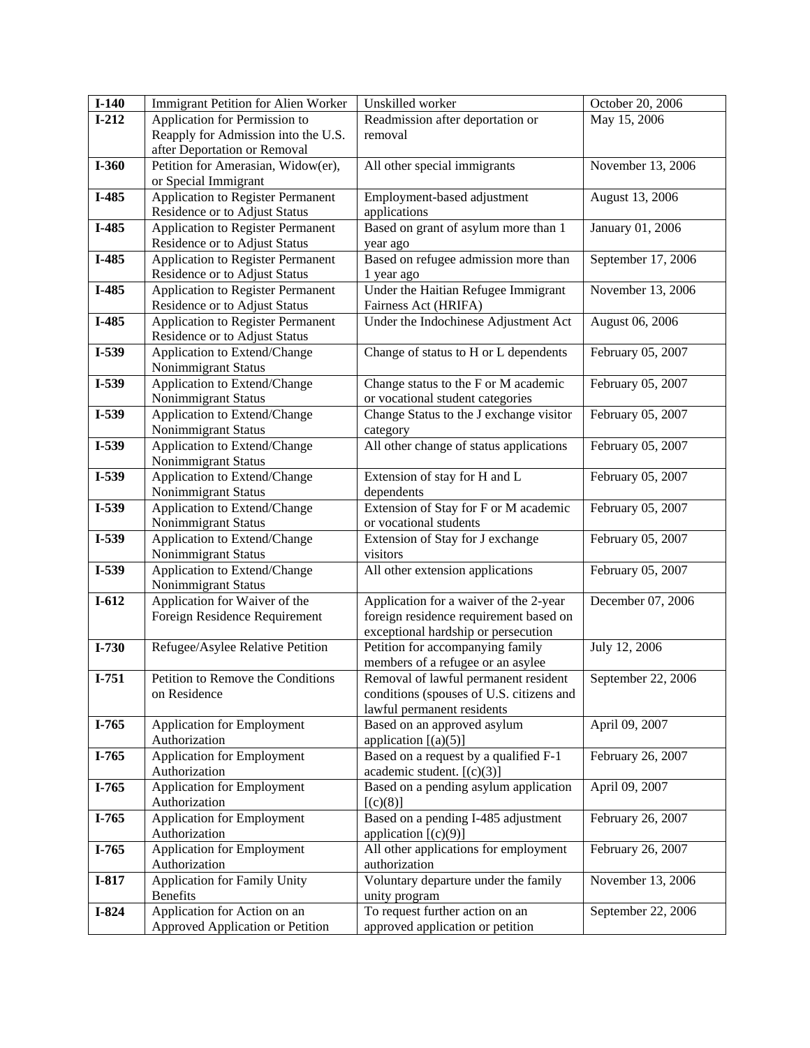| | | | |
|---|---|---|---|
| **I-140** | Immigrant Petition for Alien Worker | Unskilled worker | October 20, 2006 |
| **I-212** | Application for Permission to Reapply for Admission into the U.S. after Deportation or Removal | Readmission after deportation or removal | May 15, 2006 |
| **I-360** | Petition for Amerasian, Widow(er), or Special Immigrant | All other special immigrants | November 13, 2006 |
| **I-485** | Application to Register Permanent Residence or to Adjust Status | Employment-based adjustment applications | August 13, 2006 |
| **I-485** | Application to Register Permanent Residence or to Adjust Status | Based on grant of asylum more than 1 year ago | January 01, 2006 |
| **I-485** | Application to Register Permanent Residence or to Adjust Status | Based on refugee admission more than 1 year ago | September 17, 2006 |
| **I-485** | Application to Register Permanent Residence or to Adjust Status | Under the Haitian Refugee Immigrant Fairness Act (HRIFA) | November 13, 2006 |
| **I-485** | Application to Register Permanent Residence or to Adjust Status | Under the Indochinese Adjustment Act | August 06, 2006 |
| **I-539** | Application to Extend/Change Nonimmigrant Status | Change of status to H or L dependents | February 05, 2007 |
| **I-539** | Application to Extend/Change Nonimmigrant Status | Change status to the F or M academic or vocational student categories | February 05, 2007 |
| **I-539** | Application to Extend/Change Nonimmigrant Status | Change Status to the J exchange visitor category | February 05, 2007 |
| **I-539** | Application to Extend/Change Nonimmigrant Status | All other change of status applications | February 05, 2007 |
| **I-539** | Application to Extend/Change Nonimmigrant Status | Extension of stay for H and L dependents | February 05, 2007 |
| **I-539** | Application to Extend/Change Nonimmigrant Status | Extension of Stay for F or M academic or vocational students | February 05, 2007 |
| **I-539** | Application to Extend/Change Nonimmigrant Status | Extension of Stay for J exchange visitors | February 05, 2007 |
| **I-539** | Application to Extend/Change Nonimmigrant Status | All other extension applications | February 05, 2007 |
| **I-612** | Application for Waiver of the Foreign Residence Requirement | Application for a waiver of the 2-year foreign residence requirement based on exceptional hardship or persecution | December 07, 2006 |
| **I-730** | Refugee/Asylee Relative Petition | Petition for accompanying family members of a refugee or an asylee | July 12, 2006 |
| **I-751** | Petition to Remove the Conditions on Residence | Removal of lawful permanent resident conditions (spouses of U.S. citizens and lawful permanent residents | September 22, 2006 |
| **I-765** | Application for Employment Authorization | Based on an approved asylum application [(a)(5)] | April 09, 2007 |
| **I-765** | Application for Employment Authorization | Based on a request by a qualified F-1 academic student. [(c)(3)] | February 26, 2007 |
| **I-765** | Application for Employment Authorization | Based on a pending asylum application [(c)(8)] | April 09, 2007 |
| **I-765** | Application for Employment Authorization | Based on a pending I-485 adjustment application [(c)(9)] | February 26, 2007 |
| **I-765** | Application for Employment Authorization | All other applications for employment authorization | February 26, 2007 |
| **I-817** | Application for Family Unity Benefits | Voluntary departure under the family unity program | November 13, 2006 |
| **I-824** | Application for Action on an Approved Application or Petition | To request further action on an approved application or petition | September 22, 2006 |